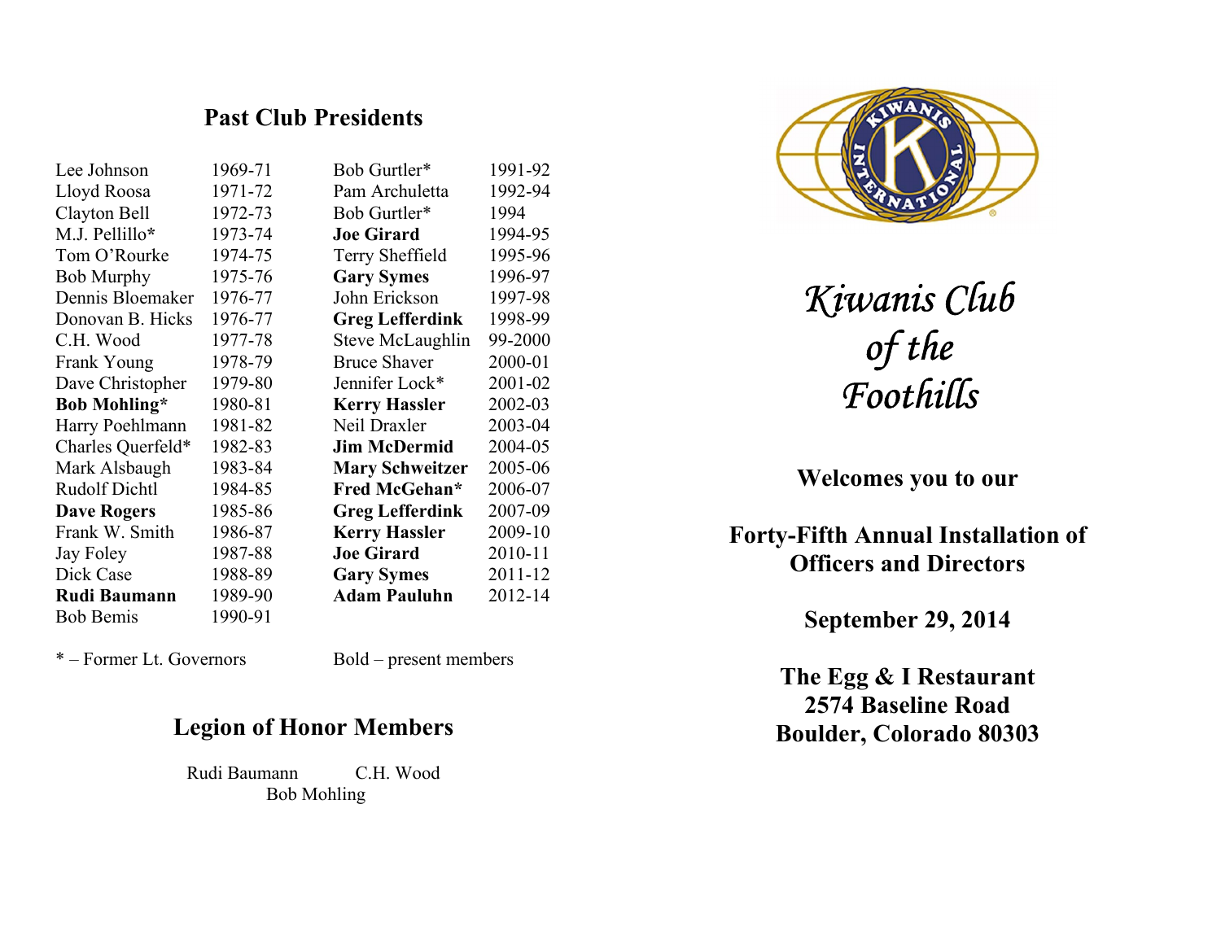## Past Club Presidents

| Name | Years | Name | Years |
|---|---|---|---|
| Lee Johnson | 1969-71 | Bob Gurtler* | 1991-92 |
| Lloyd Roosa | 1971-72 | Pam Archuletta | 1992-94 |
| Clayton Bell | 1972-73 | Bob Gurtler* | 1994 |
| M.J. Pellillo* | 1973-74 | **Joe Girard** | 1994-95 |
| Tom O'Rourke | 1974-75 | Terry Sheffield | 1995-96 |
| Bob Murphy | 1975-76 | **Gary Symes** | 1996-97 |
| Dennis Bloemaker | 1976-77 | John Erickson | 1997-98 |
| Donovan B. Hicks | 1976-77 | **Greg Lefferdink** | 1998-99 |
| C.H. Wood | 1977-78 | Steve McLaughlin | 99-2000 |
| Frank Young | 1978-79 | Bruce Shaver | 2000-01 |
| Dave Christopher | 1979-80 | Jennifer Lock* | 2001-02 |
| **Bob Mohling*** | 1980-81 | **Kerry Hassler** | 2002-03 |
| Harry Poehlmann | 1981-82 | Neil Draxler | 2003-04 |
| Charles Querfeld* | 1982-83 | **Jim McDermid** | 2004-05 |
| Mark Alsbaugh | 1983-84 | **Mary Schweitzer** | 2005-06 |
| Rudolf Dichtl | 1984-85 | **Fred McGehan*** | 2006-07 |
| **Dave Rogers** | 1985-86 | **Greg Lefferdink** | 2007-09 |
| Frank W. Smith | 1986-87 | **Kerry Hassler** | 2009-10 |
| Jay Foley | 1987-88 | **Joe Girard** | 2010-11 |
| Dick Case | 1988-89 | **Gary Symes** | 2011-12 |
| **Rudi Baumann** | 1989-90 | **Adam Pauluhn** | 2012-14 |
| Bob Bemis | 1990-91 | | |

* – Former Lt. Governors

Bold – present members

## Legion of Honor Members

Rudi Baumann C.H. Wood

Bob Mohling

# *Kiwanis Club of the Foothills*

**Welcomes you to our**

**Forty-Fifth Annual Installation of Officers and Directors**

**September 29, 2014**

**The Egg & I Restaurant**
**2574 Baseline Road**
**Boulder, Colorado 80303**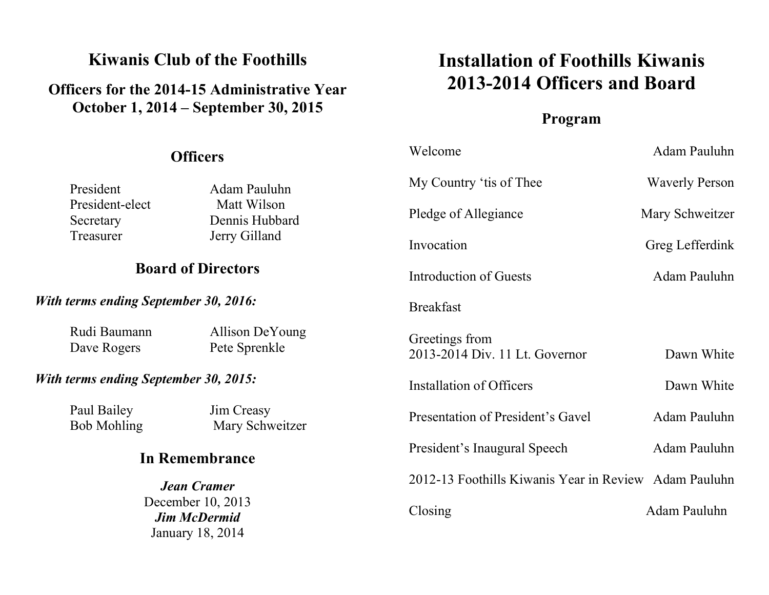## Kiwanis Club of the Foothills

### Officers for the 2014-15 Administrative Year
### October 1, 2014 – September 30, 2015

### Officers

| | |
|---|---|
| President | Adam Pauluhn |
| President-elect | Matt Wilson |
| Secretary | Dennis Hubbard |
| Treasurer | Jerry Gilland |

### Board of Directors

***With terms ending September 30, 2016:***

| | |
|---|---|
| Rudi Baumann | Allison DeYoung |
| Dave Rogers | Pete Sprenkle |

***With terms ending September 30, 2015:***

| | |
|---|---|
| Paul Bailey | Jim Creasy |
| Bob Mohling | Mary Schweitzer |

### In Remembrance

***Jean Cramer***
December 10, 2013
***Jim McDermid***
January 18, 2014

# Installation of Foothills Kiwanis 2013-2014 Officers and Board

## Program

| | |
|---|---|
| Welcome | Adam Pauluhn |
| My Country 'tis of Thee | Waverly Person |
| Pledge of Allegiance | Mary Schweitzer |
| Invocation | Greg Lefferdink |
| Introduction of Guests | Adam Pauluhn |
| Breakfast | |
| Greetings from 2013-2014 Div. 11 Lt. Governor | Dawn White |
| Installation of Officers | Dawn White |
| Presentation of President's Gavel | Adam Pauluhn |
| President's Inaugural Speech | Adam Pauluhn |
| 2012-13 Foothills Kiwanis Year in Review | Adam Pauluhn |
| Closing | Adam Pauluhn |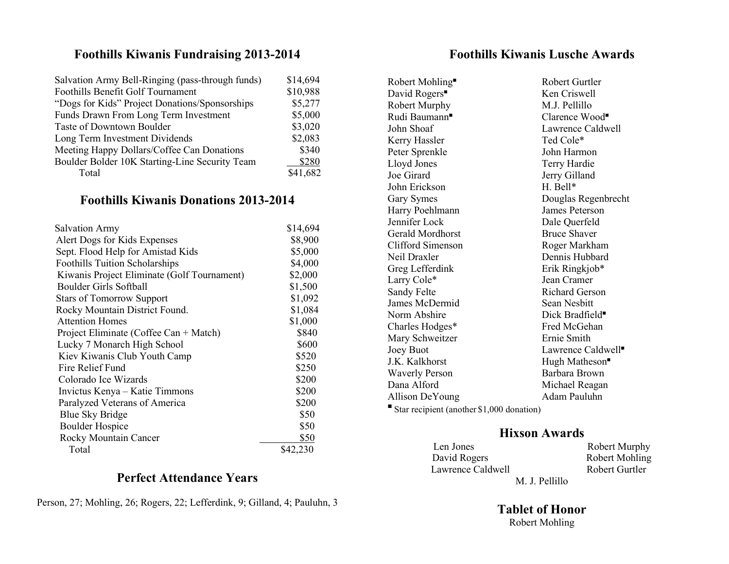## Foothills Kiwanis Fundraising 2013-2014

| | |
|---|---|
| Salvation Army Bell-Ringing (pass-through funds) | $14,694 |
| Foothills Benefit Golf Tournament | $10,988 |
| "Dogs for Kids" Project Donations/Sponsorships | $5,277 |
| Funds Drawn From Long Term Investment | $5,000 |
| Taste of Downtown Boulder | $3,020 |
| Long Term Investment Dividends | $2,083 |
| Meeting Happy Dollars/Coffee Can Donations | $340 |
| Boulder Bolder 10K Starting-Line Security Team | $280 |
| Total | $41,682 |

## Foothills Kiwanis Donations 2013-2014

| | |
|---|---|
| Salvation Army | $14,694 |
| Alert Dogs for Kids Expenses | $8,900 |
| Sept. Flood Help for Amistad Kids | $5,000 |
| Foothills Tuition Scholarships | $4,000 |
| Kiwanis Project Eliminate (Golf Tournament) | $2,000 |
| Boulder Girls Softball | $1,500 |
| Stars of Tomorrow Support | $1,092 |
| Rocky Mountain District Found. | $1,084 |
| Attention Homes | $1,000 |
| Project Eliminate (Coffee Can + Match) | $840 |
| Lucky 7 Monarch High School | $600 |
| Kiev Kiwanis Club Youth Camp | $520 |
| Fire Relief Fund | $250 |
| Colorado Ice Wizards | $200 |
| Invictus Kenya – Katie Timmons | $200 |
| Paralyzed Veterans of America | $200 |
| Blue Sky Bridge | $50 |
| Boulder Hospice | $50 |
| Rocky Mountain Cancer | $50 |
| Total | $42,230 |

## Perfect Attendance Years

Person, 27; Mohling, 26; Rogers, 22; Lefferdink, 9; Gilland, 4; Pauluhn, 3

## Foothills Kiwanis Lusche Awards

| | |
|---|---|
| Robert Mohling▪ | Robert Gurtler |
| David Rogers▪ | Ken Criswell |
| Robert Murphy | M.J. Pellillo |
| Rudi Baumann▪ | Clarence Wood▪ |
| John Shoaf | Lawrence Caldwell |
| Kerry Hassler | Ted Cole* |
| Peter Sprenkle | John Harmon |
| Lloyd Jones | Terry Hardie |
| Joe Girard | Jerry Gilland |
| John Erickson | H. Bell* |
| Gary Symes | Douglas Regenbrecht |
| Harry Poehlmann | James Peterson |
| Jennifer Lock | Dale Querfeld |
| Gerald Mordhorst | Bruce Shaver |
| Clifford Simenson | Roger Markham |
| Neil Draxler | Dennis Hubbard |
| Greg Lefferdink | Erik Ringkjob* |
| Larry Cole* | Jean Cramer |
| Sandy Felte | Richard Gerson |
| James McDermid | Sean Nesbitt |
| Norm Abshire | Dick Bradfield▪ |
| Charles Hodges* | Fred McGehan |
| Mary Schweitzer | Ernie Smith |
| Joey Buot | Lawrence Caldwell▪ |
| J.K. Kalkhorst | Hugh Matheson▪ |
| Waverly Person | Barbara Brown |
| Dana Alford | Michael Reagan |
| Allison DeYoung | Adam Pauluhn |

▪ Star recipient (another $1,000 donation)

## Hixson Awards

| | |
|---|---|
| Len Jones | Robert Murphy |
| David Rogers | Robert Mohling |
| Lawrence Caldwell | Robert Gurtler |
| M. J. Pellillo | |

## Tablet of Honor

Robert Mohling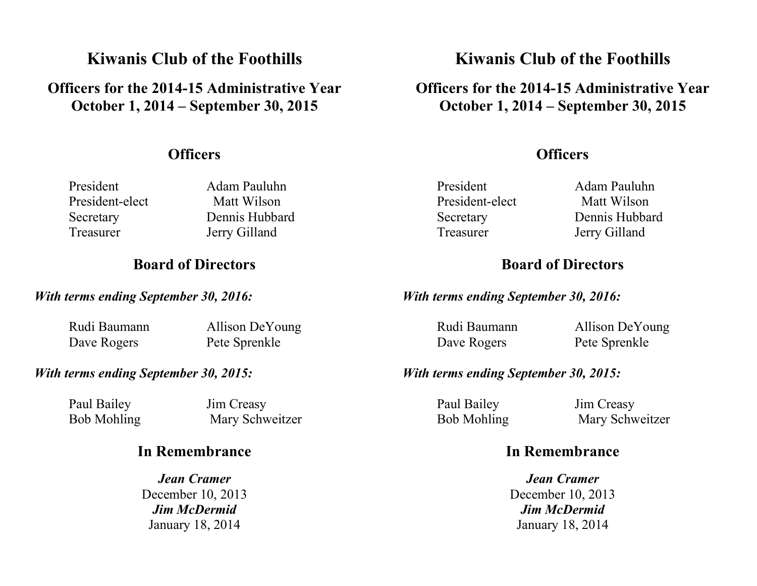# Kiwanis Club of the Foothills

## Officers for the 2014-15 Administrative Year
## October 1, 2014 – September 30, 2015

### Officers

| | |
|---|---|
| President | Adam Pauluhn |
| President-elect | Matt Wilson |
| Secretary | Dennis Hubbard |
| Treasurer | Jerry Gilland |

### Board of Directors

***With terms ending September 30, 2016:***

| | |
|---|---|
| Rudi Baumann | Allison DeYoung |
| Dave Rogers | Pete Sprenkle |

***With terms ending September 30, 2015:***

| | |
|---|---|
| Paul Bailey | Jim Creasy |
| Bob Mohling | Mary Schweitzer |

### In Remembrance

***Jean Cramer***
December 10, 2013
***Jim McDermid***
January 18, 2014

# Kiwanis Club of the Foothills

## Officers for the 2014-15 Administrative Year
## October 1, 2014 – September 30, 2015

### Officers

| | |
|---|---|
| President | Adam Pauluhn |
| President-elect | Matt Wilson |
| Secretary | Dennis Hubbard |
| Treasurer | Jerry Gilland |

### Board of Directors

***With terms ending September 30, 2016:***

| | |
|---|---|
| Rudi Baumann | Allison DeYoung |
| Dave Rogers | Pete Sprenkle |

***With terms ending September 30, 2015:***

| | |
|---|---|
| Paul Bailey | Jim Creasy |
| Bob Mohling | Mary Schweitzer |

### In Remembrance

***Jean Cramer***
December 10, 2013
***Jim McDermid***
January 18, 2014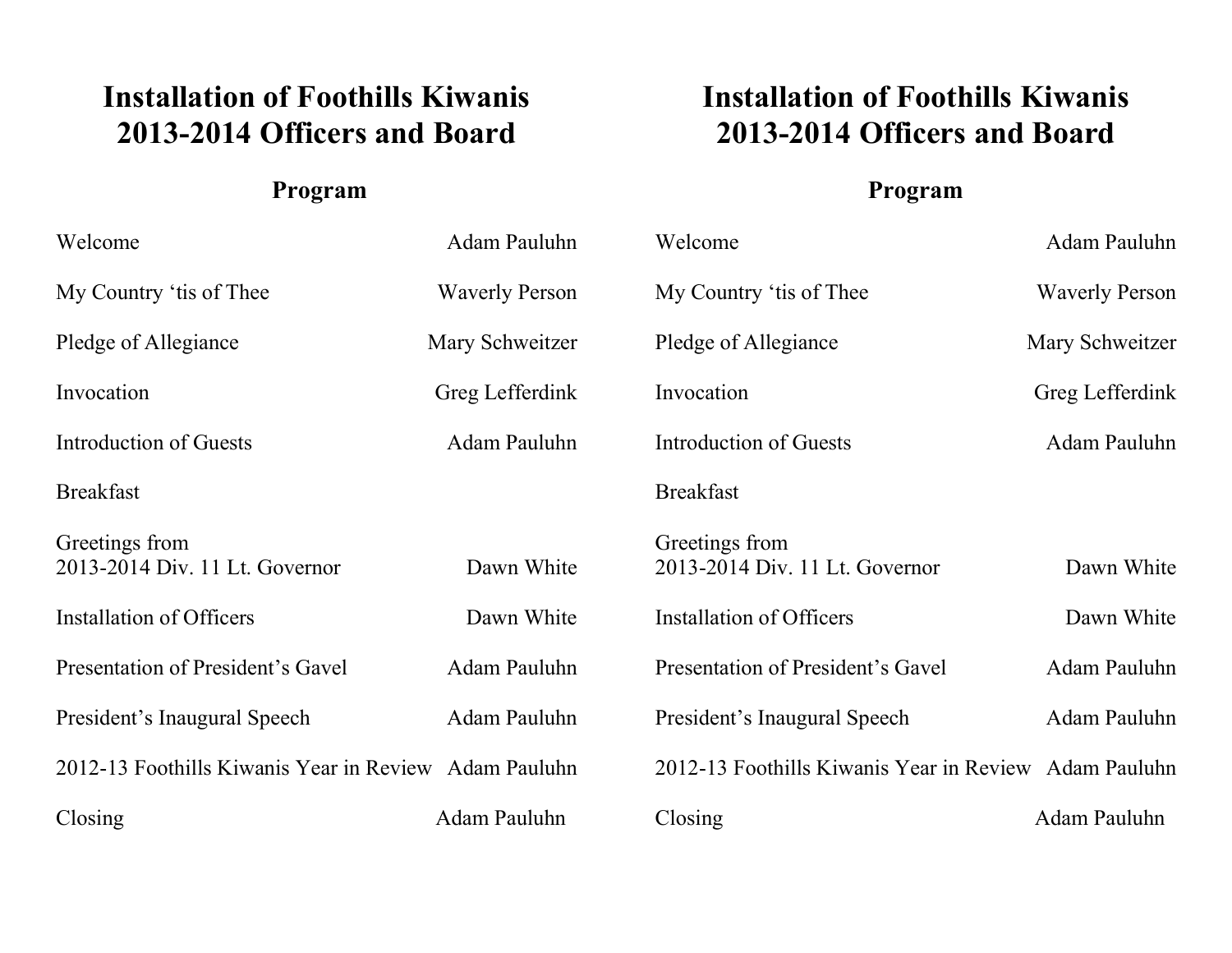# Installation of Foothills Kiwanis 2013-2014 Officers and Board

## Program

| | |
|---|---|
| Welcome | Adam Pauluhn |
| My Country 'tis of Thee | Waverly Person |
| Pledge of Allegiance | Mary Schweitzer |
| Invocation | Greg Lefferdink |
| Introduction of Guests | Adam Pauluhn |
| Breakfast | |
| Greetings from 2013-2014 Div. 11 Lt. Governor | Dawn White |
| Installation of Officers | Dawn White |
| Presentation of President's Gavel | Adam Pauluhn |
| President's Inaugural Speech | Adam Pauluhn |
| 2012-13 Foothills Kiwanis Year in Review | Adam Pauluhn |
| Closing | Adam Pauluhn |

# Installation of Foothills Kiwanis 2013-2014 Officers and Board

## Program

| | |
|---|---|
| Welcome | Adam Pauluhn |
| My Country 'tis of Thee | Waverly Person |
| Pledge of Allegiance | Mary Schweitzer |
| Invocation | Greg Lefferdink |
| Introduction of Guests | Adam Pauluhn |
| Breakfast | |
| Greetings from 2013-2014 Div. 11 Lt. Governor | Dawn White |
| Installation of Officers | Dawn White |
| Presentation of President's Gavel | Adam Pauluhn |
| President's Inaugural Speech | Adam Pauluhn |
| 2012-13 Foothills Kiwanis Year in Review | Adam Pauluhn |
| Closing | Adam Pauluhn |